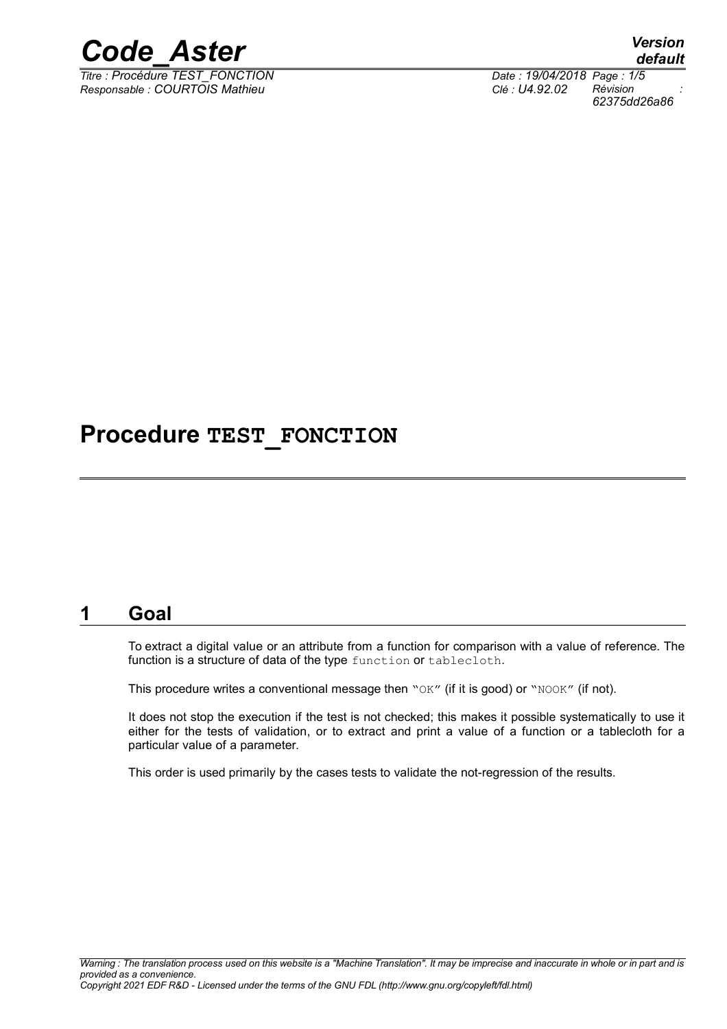# Procedure **TEST_FONCTION**

## 1 Goal

To extract a digital value or an attribute from a function for comparison with a value of reference. The function is a structure of data of the type `function` or `tablecloth`.

This procedure writes a conventional message then "`OK`" (if it is good) or "`NOOK`" (if not).

It does not stop the execution if the test is not checked; this makes it possible systematically to use it either for the tests of validation, or to extract and print a value of a function or a tablecloth for a particular value of a parameter.

This order is used primarily by the cases tests to validate the not-regression of the results.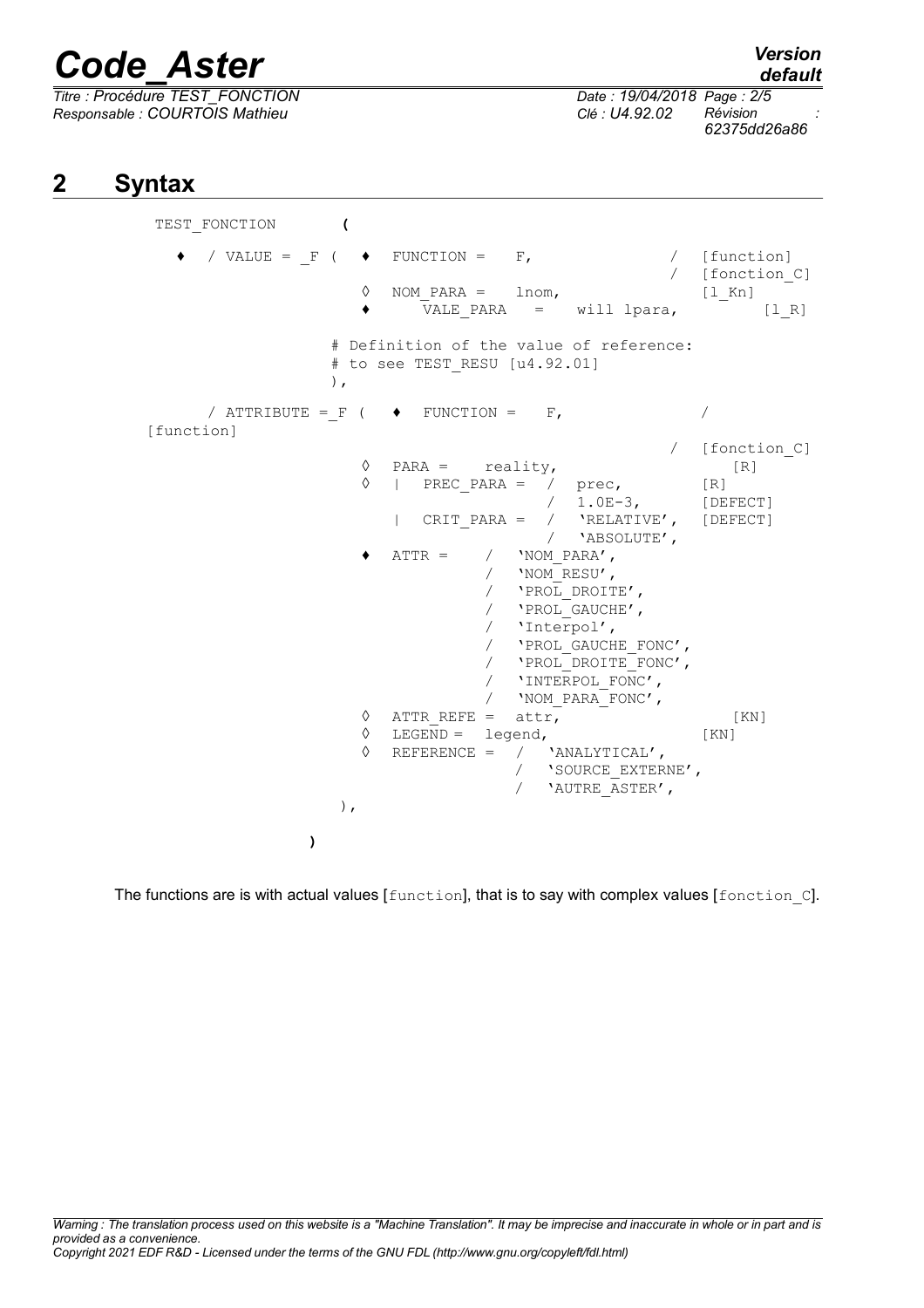# 2 Syntax

```
TEST_FONCTION      (

   ♦  / VALUE = _F (  ♦  FUNCTION =   F,                /  [function]
                                                         /  [fonction_C]
                      ◊  NOM_PARA =   lnom,                 [l_Kn]
                      ♦     VALE_PARA   =   will lpara,          [l_R]

                   # Definition of the value of reference:
                   # to see TEST_RESU [u4.92.01]
                   ),

      / ATTRIBUTE =_F (  ♦  FUNCTION =   F,              /
[function]
                                                         /  [fonction_C]
                      ◊  PARA =    reality,                  [R]
                      ◊  |  PREC_PARA =  /  prec,          [R]
                                         /  1.0E-3,        [DEFECT]
                         |  CRIT_PARA =  /  'RELATIVE',    [DEFECT]
                                         /  'ABSOLUTE',
                      ♦  ATTR =     /  'NOM_PARA',
                                    /  'NOM_RESU',
                                    /  'PROL_DROITE',
                                    /  'PROL_GAUCHE',
                                    /  'Interpol',
                                    /  'PROL_GAUCHE_FONC',
                                    /  'PROL_DROITE_FONC',
                                    /  'INTERPOL_FONC',
                                    /  'NOM_PARA_FONC',
                      ◊  ATTR_REFE =  attr,                  [KN]
                      ◊  LEGEND =  legend,                 [KN]
                      ◊  REFERENCE =  /  'ANALYTICAL',
                                      /  'SOURCE_EXTERNE',
                                      /  'AUTRE_ASTER',
                    ),

                 )
```

The functions are is with actual values [function], that is to say with complex values [fonction_C].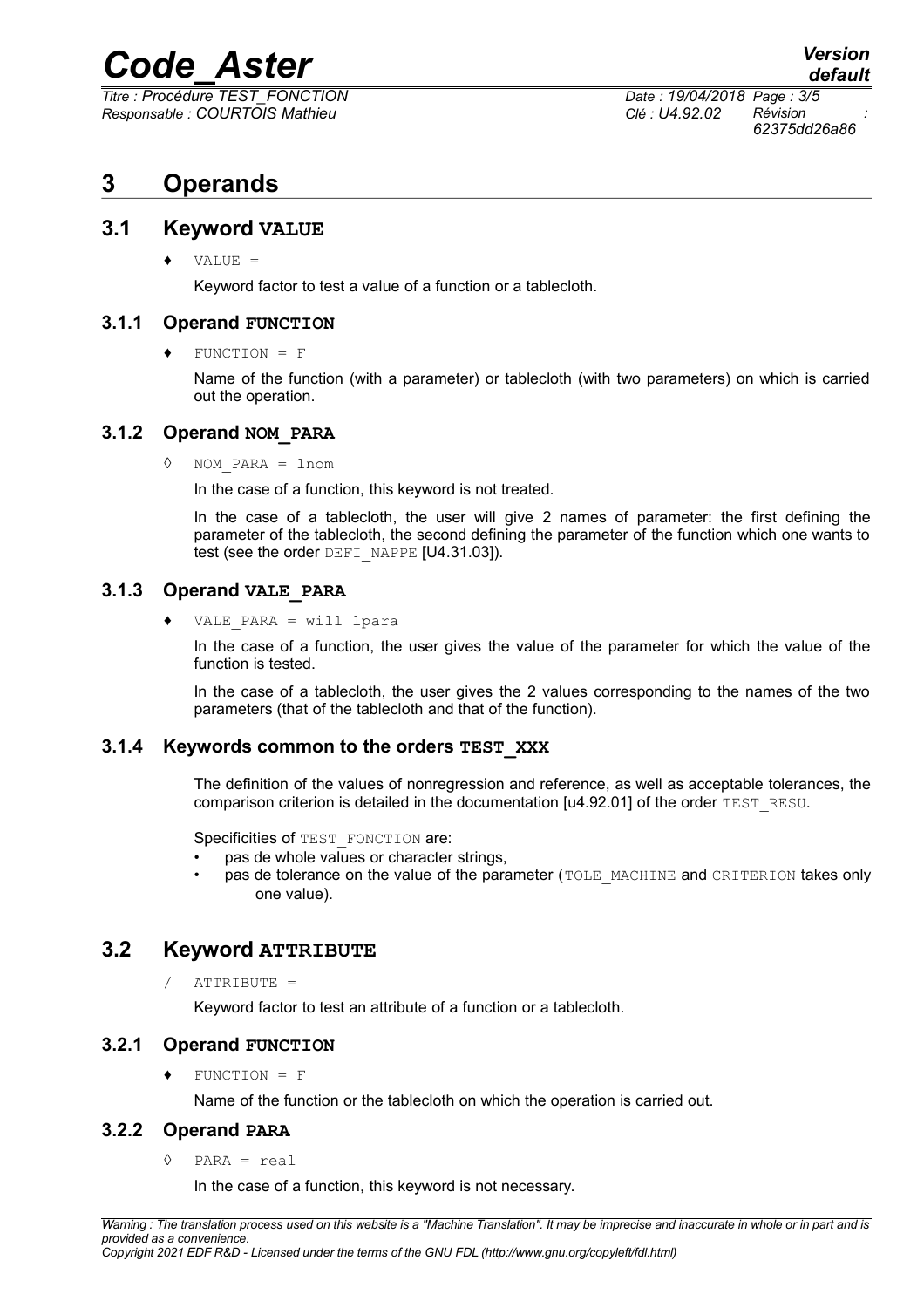# 3 Operands

## 3.1 Keyword VALUE

♦ VALUE =

Keyword factor to test a value of a function or a tablecloth.

### 3.1.1 Operand FUNCTION

♦ FUNCTION = F

Name of the function (with a parameter) or tablecloth (with two parameters) on which is carried out the operation.

### 3.1.2 Operand NOM_PARA

◊ NOM_PARA = lnom

In the case of a function, this keyword is not treated.

In the case of a tablecloth, the user will give 2 names of parameter: the first defining the parameter of the tablecloth, the second defining the parameter of the function which one wants to test (see the order DEFI_NAPPE [U4.31.03]).

### 3.1.3 Operand VALE_PARA

♦ VALE_PARA = will lpara

In the case of a function, the user gives the value of the parameter for which the value of the function is tested.

In the case of a tablecloth, the user gives the 2 values corresponding to the names of the two parameters (that of the tablecloth and that of the function).

### 3.1.4 Keywords common to the orders TEST_XXX

The definition of the values of nonregression and reference, as well as acceptable tolerances, the comparison criterion is detailed in the documentation [u4.92.01] of the order TEST_RESU.

Specificities of TEST_FONCTION are:

- pas de whole values or character strings,
- pas de tolerance on the value of the parameter (TOLE_MACHINE and CRITERION takes only one value).

## 3.2 Keyword ATTRIBUTE

/ ATTRIBUTE =

Keyword factor to test an attribute of a function or a tablecloth.

### 3.2.1 Operand FUNCTION

♦ FUNCTION = F

Name of the function or the tablecloth on which the operation is carried out.

### 3.2.2 Operand PARA

◊ PARA = real

In the case of a function, this keyword is not necessary.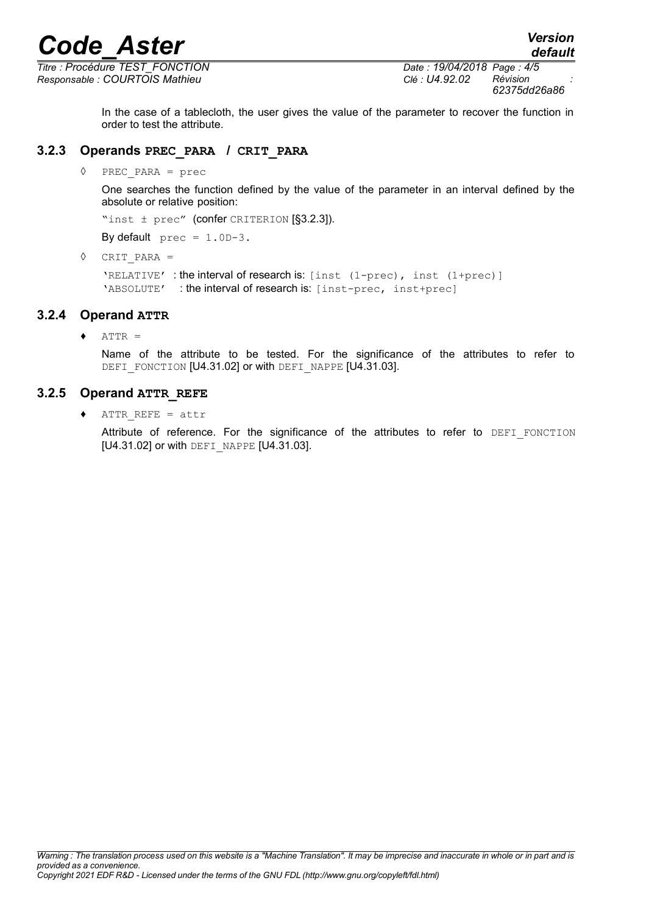In the case of a tablecloth, the user gives the value of the parameter to recover the function in order to test the attribute.

### 3.2.3 Operands PREC_PARA / CRIT_PARA

◊ PREC_PARA = prec

One searches the function defined by the value of the parameter in an interval defined by the absolute or relative position:

"inst ± prec" (confer CRITERION [§3.2.3]).

By default prec = 1.0D-3.

◊ CRIT_PARA =

'RELATIVE' : the interval of research is: [inst (1-prec), inst (1+prec)]
'ABSOLUTE' : the interval of research is: [inst-prec, inst+prec]

### 3.2.4 Operand ATTR

♦ ATTR =

Name of the attribute to be tested. For the significance of the attributes to refer to DEFI_FONCTION [U4.31.02] or with DEFI_NAPPE [U4.31.03].

### 3.2.5 Operand ATTR_REFE

♦ ATTR_REFE = attr

Attribute of reference. For the significance of the attributes to refer to DEFI_FONCTION [U4.31.02] or with DEFI_NAPPE [U4.31.03].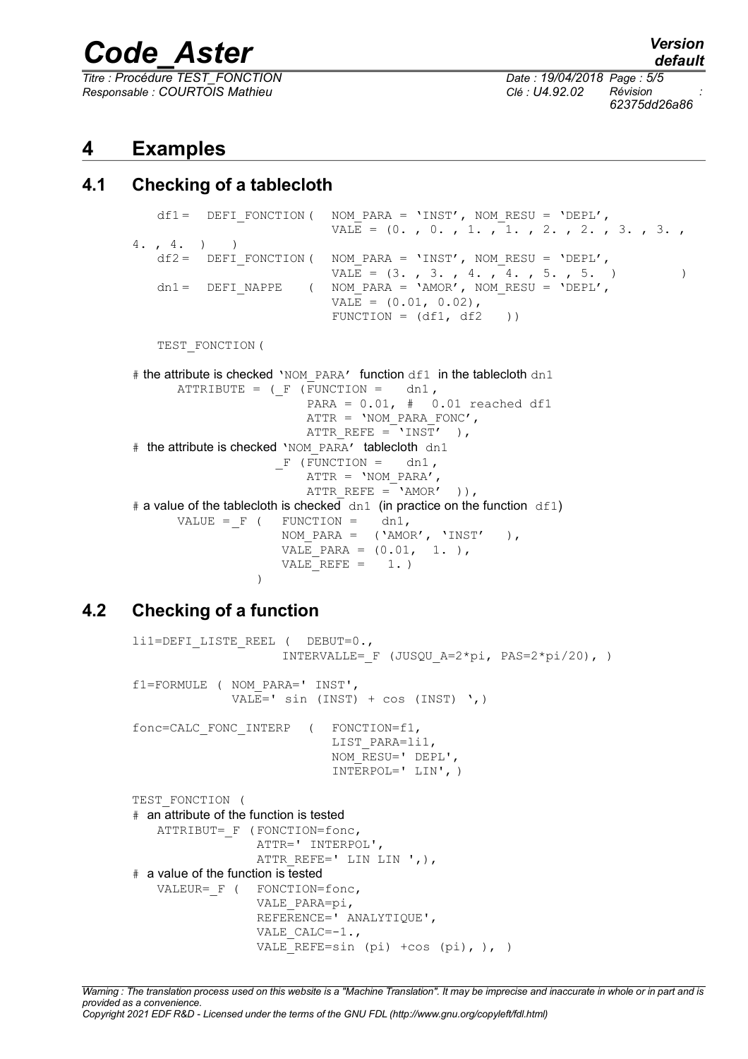# 4 Examples

## 4.1 Checking of a tablecloth

```
   df1=  DEFI_FONCTION(  NOM_PARA = 'INST', NOM_RESU = 'DEPL',
                         VALE = (0. , 0. , 1. , 1. , 2. , 2. , 3. , 3. ,
4. , 4.  )   )
   df2=  DEFI_FONCTION(  NOM_PARA = 'INST', NOM_RESU = 'DEPL',
                         VALE = (3. , 3. , 4. , 4. , 5. , 5.  )          )
   dn1=  DEFI_NAPPE    (  NOM_PARA = 'AMOR', NOM_RESU = 'DEPL',
                         VALE = (0.01, 0.02),
                         FUNCTION = (df1, df2    ))

   TEST_FONCTION(

# the attribute is checked 'NOM_PARA' function df1 in the tablecloth dn1
      ATTRIBUTE = (_F (FUNCTION =   dn1,
                       PARA = 0.01, #  0.01 reached df1
                       ATTR = 'NOM_PARA_FONC',
                       ATTR_REFE = 'INST'  ),
# the attribute is checked 'NOM_PARA' tablecloth dn1
                    _F (FUNCTION =   dn1,
                       ATTR = 'NOM_PARA',
                       ATTR_REFE = 'AMOR'  )),
# a value of the tablecloth is checked dn1 (in practice on the function df1)
      VALUE =_F (   FUNCTION =   dn1,
                    NOM_PARA =  ('AMOR', 'INST'   ),
                    VALE_PARA = (0.01,  1. ),
                    VALE_REFE =   1. )
                )
```

## 4.2 Checking of a function

```
li1=DEFI_LISTE_REEL (  DEBUT=0.,
                    INTERVALLE=_F (JUSQU_A=2*pi, PAS=2*pi/20), )

f1=FORMULE ( NOM_PARA=' INST',
             VALE=' sin (INST) + cos (INST) ',)

fonc=CALC_FONC_INTERP  (  FONCTION=f1,
                          LIST_PARA=li1,
                          NOM_RESU=' DEPL',
                          INTERPOL=' LIN', )

TEST_FONCTION (
# an attribute of the function is tested
   ATTRIBUT=_F (FONCTION=fonc,
                ATTR=' INTERPOL',
                ATTR_REFE=' LIN LIN ',),
# a value of the function is tested
   VALEUR=_F (  FONCTION=fonc,
                VALE_PARA=pi,
                REFERENCE=' ANALYTIQUE',
                VALE_CALC=-1.,
                VALE_REFE=sin (pi) +cos (pi), ), )
```